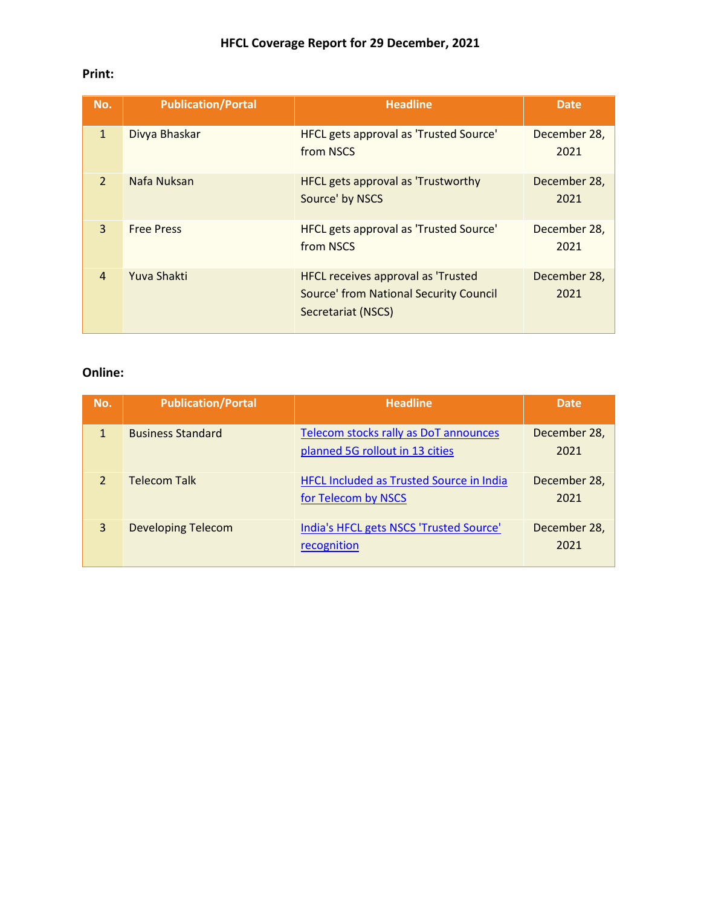# HFCL Coverage Report for 29 December, 2021

**Print:**

| No. | Publication/Portal | Headline | Date |
|---|---|---|---|
| 1 | Divya Bhaskar | HFCL gets approval as 'Trusted Source' from NSCS | December 28, 2021 |
| 2 | Nafa Nuksan | HFCL gets approval as 'Trustworthy Source' by NSCS | December 28, 2021 |
| 3 | Free Press | HFCL gets approval as 'Trusted Source' from NSCS | December 28, 2021 |
| 4 | Yuva Shakti | HFCL receives approval as 'Trusted Source' from National Security Council Secretariat (NSCS) | December 28, 2021 |

**Online:**

| No. | Publication/Portal | Headline | Date |
|---|---|---|---|
| 1 | Business Standard | Telecom stocks rally as DoT announces planned 5G rollout in 13 cities | December 28, 2021 |
| 2 | Telecom Talk | HFCL Included as Trusted Source in India for Telecom by NSCS | December 28, 2021 |
| 3 | Developing Telecom | India's HFCL gets NSCS 'Trusted Source' recognition | December 28, 2021 |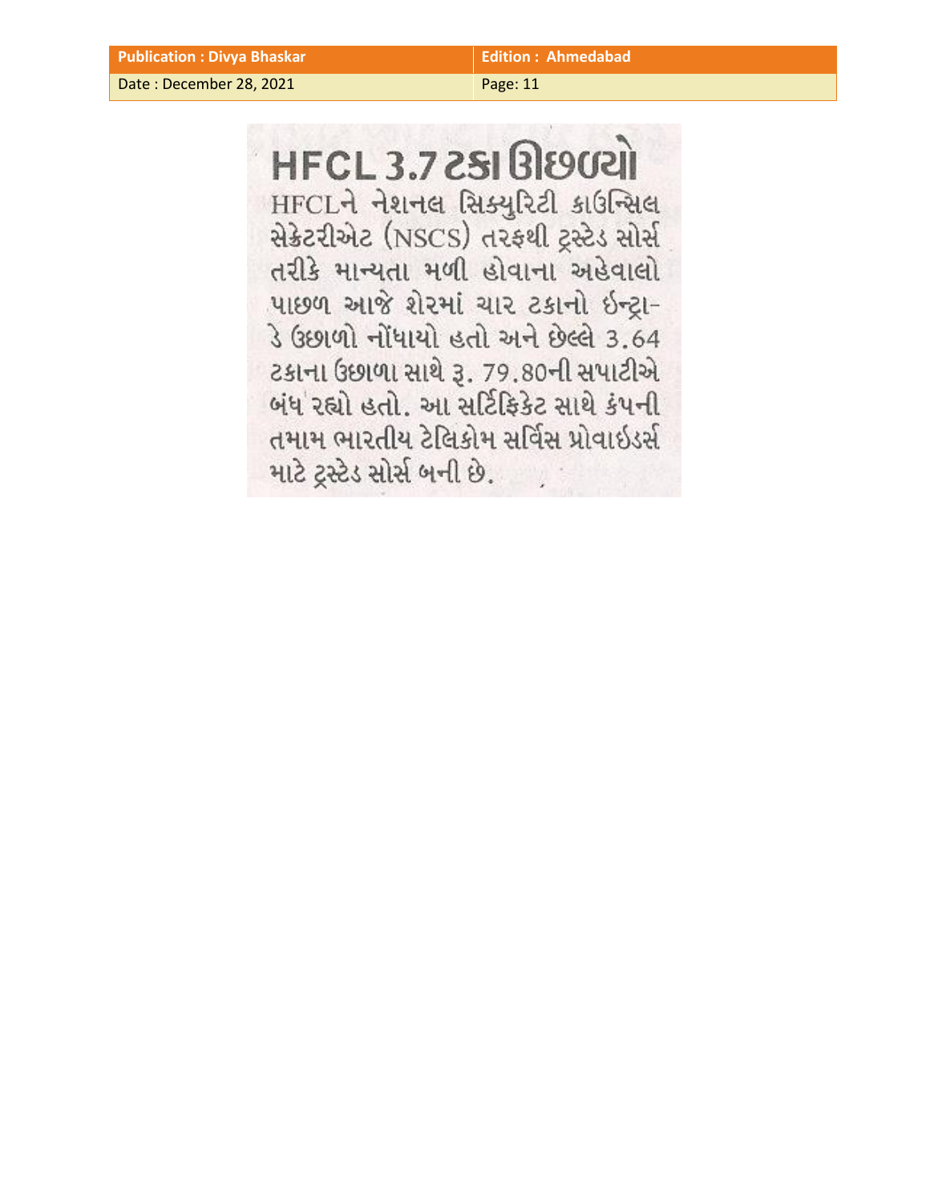| Publication : Divya Bhaskar | Edition : Ahmedabad |
| --- | --- |
| Date : December 28, 2021 | Page: 11 |

# HFCL 3.7 ટકા ઊછળ્યો

HFCLને નેશનલ સિક્યુરિટી કાઉન્સિલ સેક્રેટરીએટ (NSCS) તરફથી ટ્રસ્ટેડ સોર્સ તરીકે માન્યતા મળી હોવાના અહેવાલો પાછળ આજે શેરમાં ચાર ટકાનો ઈન્ટ્રા-ડે ઉછાળો નોંધાયો હતો અને છેલ્લે 3.64 ટકાના ઉછાળા સાથે રૂ. 79.80ની સપાટીએ બંધ રહ્યો હતો. આ સર્ટિફિકેટ સાથે કંપની તમામ ભારતીય ટેલિકોમ સર્વિસ પ્રોવાઈડર્સ માટે ટ્રસ્ટેડ સોર્સ બની છે.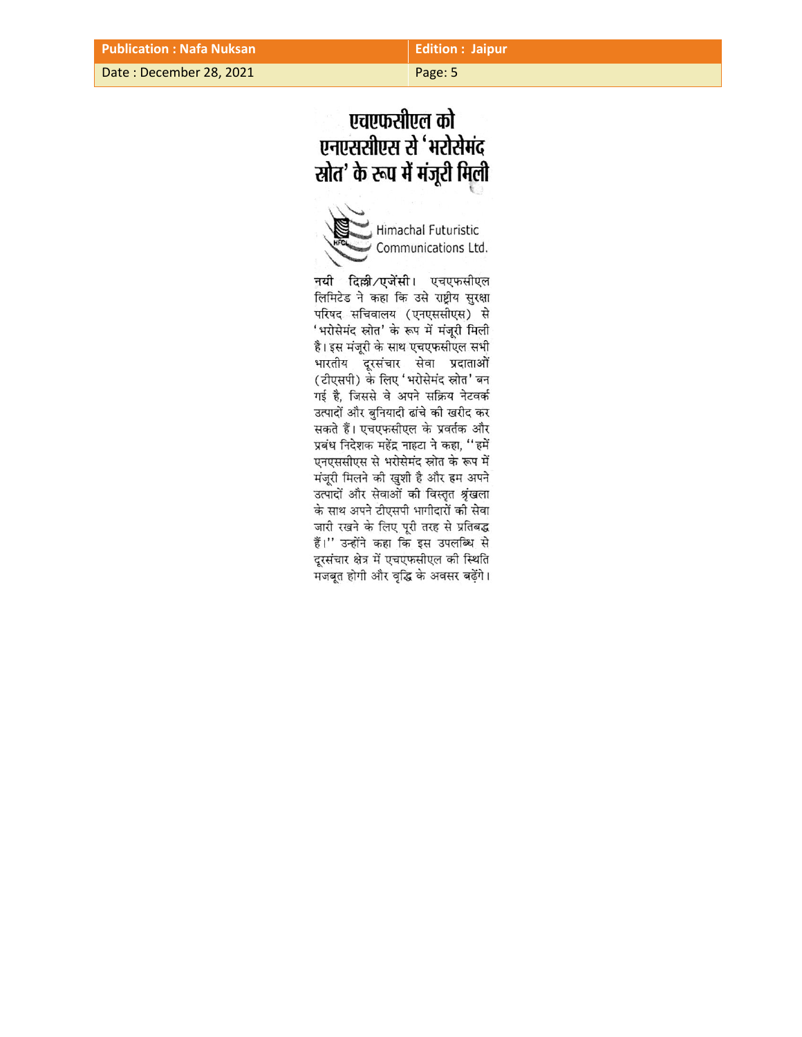| Publication : Nafa Nuksan | Edition : Jaipur |
| --- | --- |
| Date : December 28, 2021 | Page: 5 |

# एचएफसीएल को एनएससीएस से 'भरोसेमंद स्रोत' के रूप में मंजूरी मिली

Himachal Futuristic Communications Ltd.

**नयी दिल्ली/एजेंसी।** एचएफसीएल लिमिटेड ने कहा कि उसे राष्ट्रीय सुरक्षा परिषद सचिवालय (एनएससीएस) से 'भरोसेमंद स्रोत' के रूप में मंजूरी मिली है। इस मंजूरी के साथ एचएफसीएल सभी भारतीय दूरसंचार सेवा प्रदाताओं (टीएसपी) के लिए 'भरोसेमंद स्रोत' बन गई है, जिससे वे अपने सक्रिय नेटवर्क उत्पादों और बुनियादी ढांचे की खरीद कर सकते हैं। एचएफसीएल के प्रवर्तक और प्रबंध निदेशक महेंद्र नाहटा ने कहा, "हमें एनएससीएस से भरोसेमंद स्रोत के रूप में मंजूरी मिलने की खुशी है और हम अपने उत्पादों और सेवाओं की विस्तृत श्रृंखला के साथ अपने टीएसपी भागीदारों की सेवा जारी रखने के लिए पूरी तरह से प्रतिबद्ध हैं।" उन्होंने कहा कि इस उपलब्धि से दूरसंचार क्षेत्र में एचएफसीएल की स्थिति मजबूत होगी और वृद्धि के अवसर बढ़ेंगे।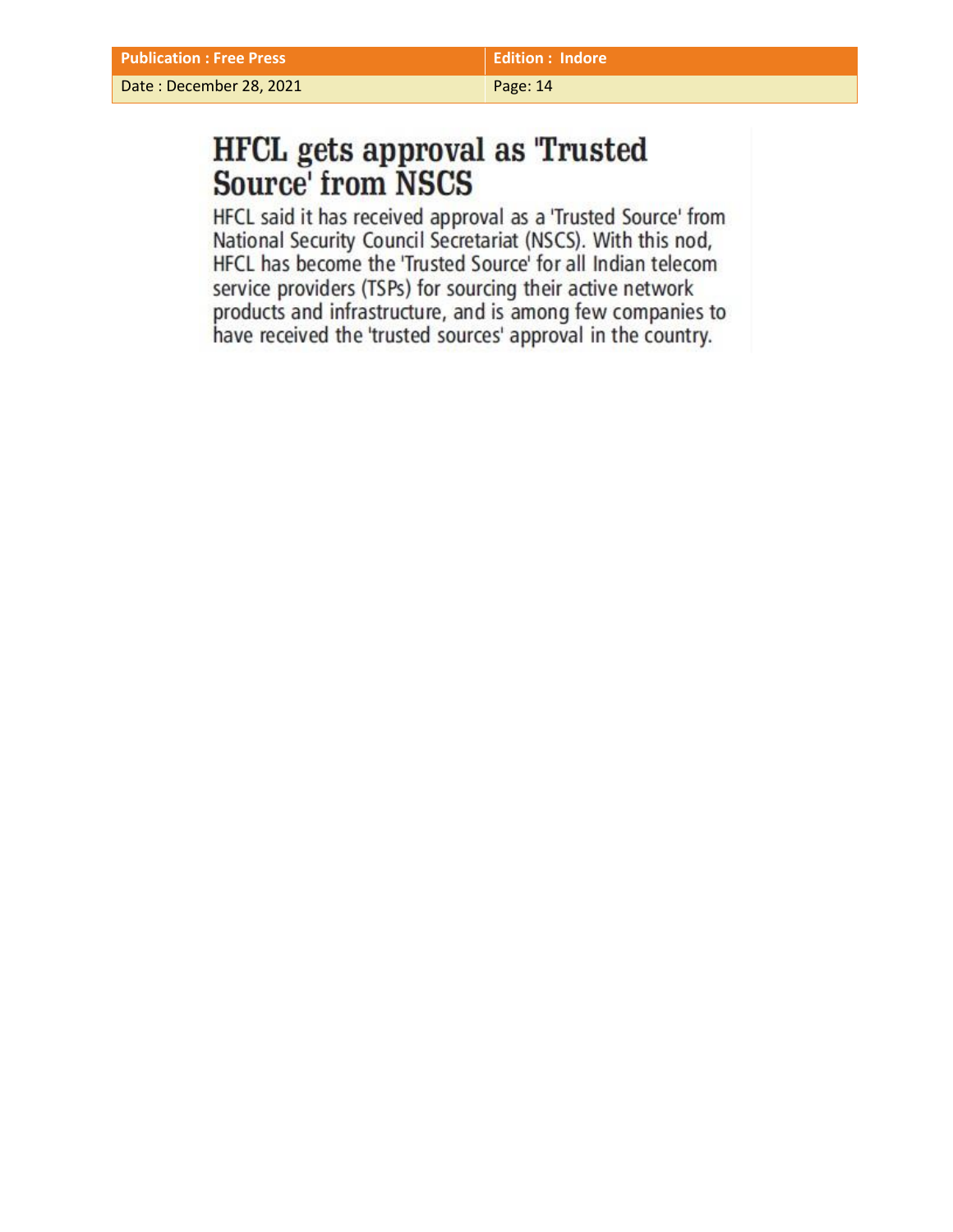| Publication : Free Press | Edition : Indore |
| --- | --- |
| Date : December 28, 2021 | Page: 14 |

# HFCL gets approval as 'Trusted Source' from NSCS

HFCL said it has received approval as a 'Trusted Source' from National Security Council Secretariat (NSCS). With this nod, HFCL has become the 'Trusted Source' for all Indian telecom service providers (TSPs) for sourcing their active network products and infrastructure, and is among few companies to have received the 'trusted sources' approval in the country.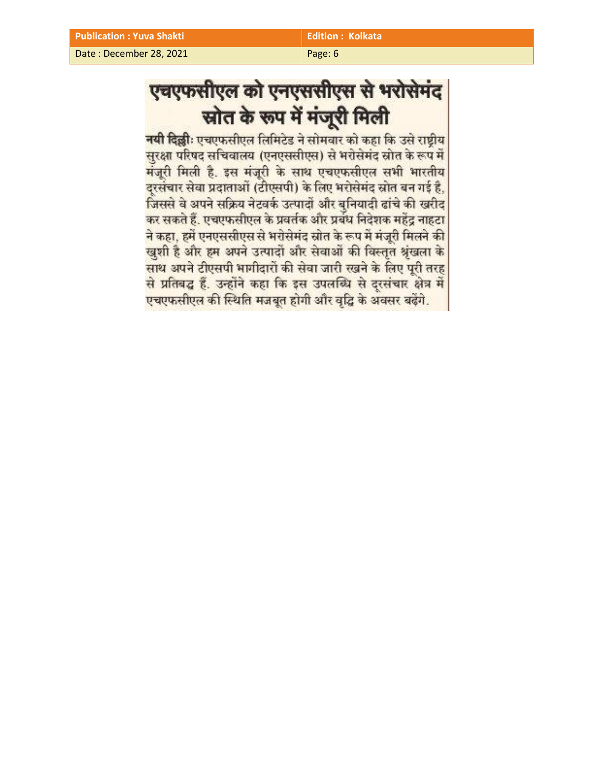| Publication : Yuva Shakti | Edition : Kolkata |
| --- | --- |
| Date : December 28, 2021 | Page: 6 |

# एचएफसीएल को एनएससीएस से भरोसेमंद स्रोत के रूप में मंजूरी मिली

**नयी दिल्ली:** एचएफसीएल लिमिटेड ने सोमवार को कहा कि उसे राष्ट्रीय सुरक्षा परिषद सचिवालय (एनएससीएस) से भरोसेमंद स्रोत के रूप में मंजूरी मिली है. इस मंजूरी के साथ एचएफसीएल सभी भारतीय दूरसंचार सेवा प्रदाताओं (टीएसपी) के लिए भरोसेमंद स्रोत बन गई है, जिससे वे अपने सक्रिय नेटवर्क उत्पादों और बुनियादी ढांचे की खरीद कर सकते हैं. एचएफसीएल के प्रवर्तक और प्रबंध निदेशक महेंद्र नाहटा ने कहा, हमें एनएससीएस से भरोसेमंद स्रोत के रूप में मंजूरी मिलने की खुशी है और हम अपने उत्पादों और सेवाओं की विस्तृत श्रृंखला के साथ अपने टीएसपी भागीदारों की सेवा जारी रखने के लिए पूरी तरह से प्रतिबद्ध हैं. उन्होंने कहा कि इस उपलब्धि से दूरसंचार क्षेत्र में एचएफसीएल की स्थिति मजबूत होगी और वृद्धि के अवसर बढ़ेंगे.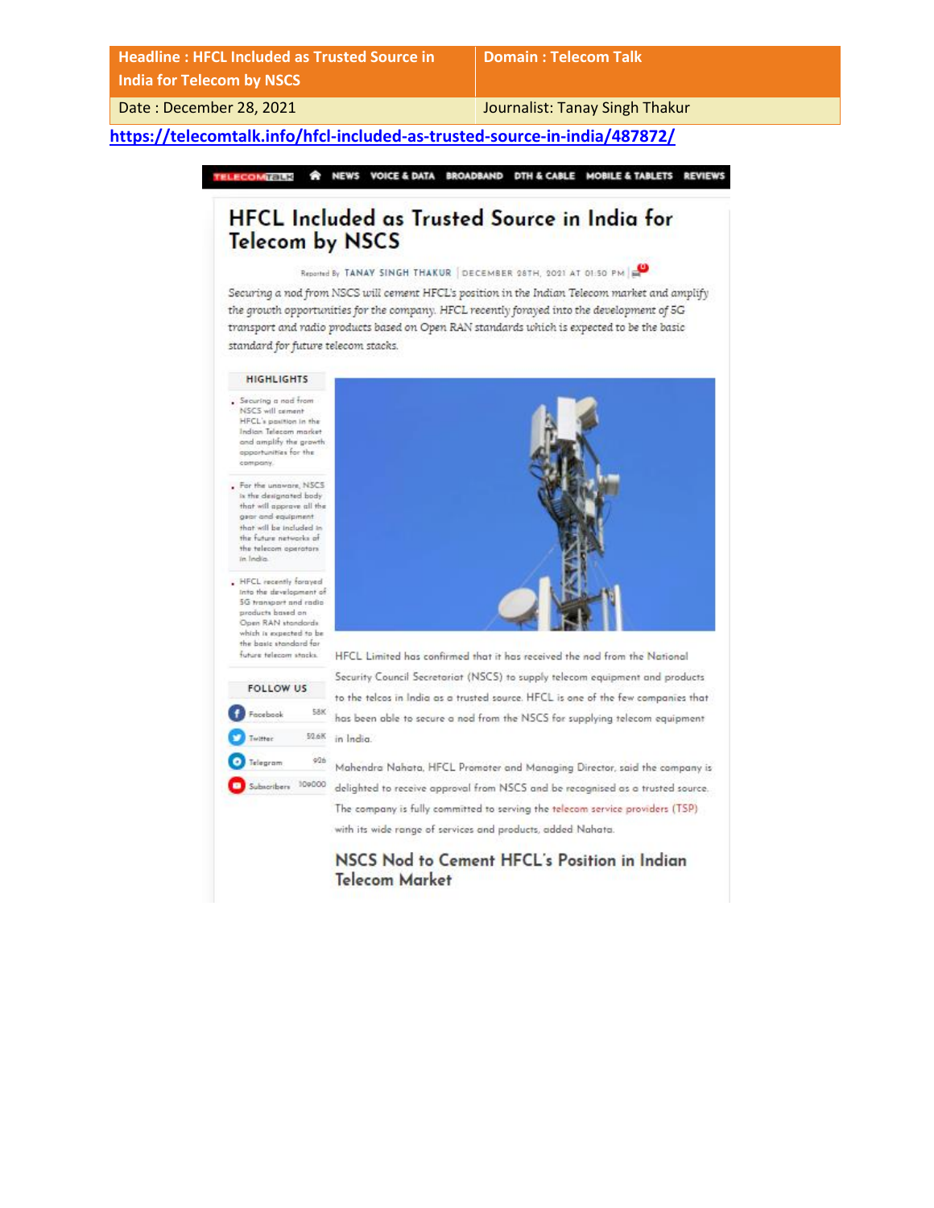| Headline : HFCL Included as Trusted Source in India for Telecom by NSCS | Domain : Telecom Talk |
| --- | --- |
| Date : December 28, 2021 | Journalist: Tanay Singh Thakur |

https://telecomtalk.info/hfcl-included-as-trusted-source-in-india/487872/

TELECOMTALK | NEWS | VOICE & DATA | BROADBAND | DTH & CABLE | MOBILE & TABLETS | REVIEWS

# HFCL Included as Trusted Source in India for Telecom by NSCS

Reported By TANAY SINGH THAKUR | DECEMBER 28TH, 2021 AT 01:50 PM

*Securing a nod from NSCS will cement HFCL's position in the Indian Telecom market and amplify the growth opportunities for the company. HFCL recently forayed into the development of 5G transport and radio products based on Open RAN standards which is expected to be the basic standard for future telecom stacks.*

**HIGHLIGHTS**

- Securing a nod from NSCS will cement HFCL's position in the Indian Telecom market and amplify the growth opportunities for the company.
- For the unaware, NSCS is the designated body that will approve all the gear and equipment that will be included in the future networks of the telecom operators in India.
- HFCL recently forayed into the development of 5G transport and radio products based on Open RAN standards which is expected to be the basic standard for future telecom stacks.

**FOLLOW US**

- Facebook 58K
- Twitter 52.6K
- Telegram 926
- Subscribers 109000

HFCL Limited has confirmed that it has received the nod from the National Security Council Secretariat (NSCS) to supply telecom equipment and products to the telcos in India as a trusted source. HFCL is one of the few companies that has been able to secure a nod from the NSCS for supplying telecom equipment in India.

Mahendra Nahata, HFCL Promoter and Managing Director, said the company is delighted to receive approval from NSCS and be recognised as a trusted source. The company is fully committed to serving the telecom service providers (TSP) with its wide range of services and products, added Nahata.

## NSCS Nod to Cement HFCL's Position in Indian Telecom Market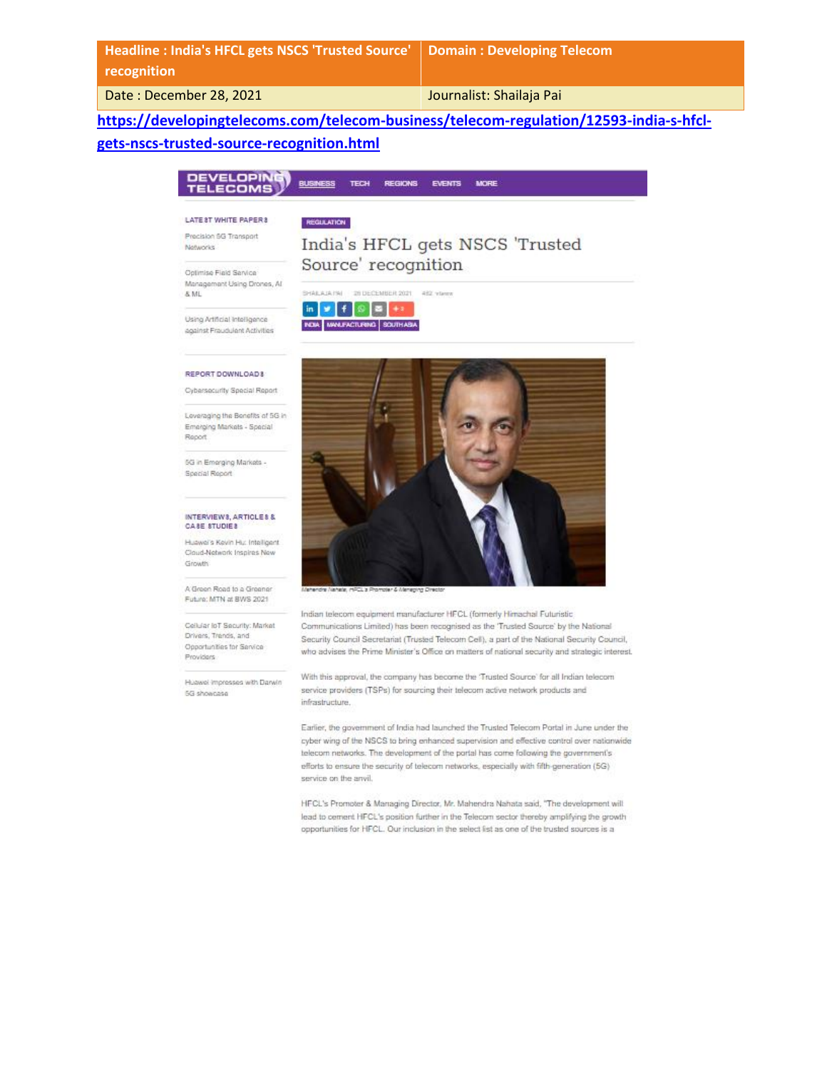| Headline : India's HFCL gets NSCS 'Trusted Source' recognition | Domain : Developing Telecom |
|---|---|
| Date : December 28, 2021 | Journalist: Shailaja Pai |

https://developingtelecoms.com/telecom-business/telecom-regulation/12593-india-s-hfcl-gets-nscs-trusted-source-recognition.html

DEVELOPING TELECOMS — BUSINESS TECH REGIONS EVENTS MORE

LATEST WHITE PAPERS

Precision 5G Transport Networks

Optimise Field Service Management Using Drones, AI & ML

Using Artificial Intelligence against Fraudulent Activities

REPORT DOWNLOADS

Cybersecurity Special Report

Leveraging the Benefits of 5G in Emerging Markets - Special Report

5G in Emerging Markets - Special Report

INTERVIEWS, ARTICLES & CASE STUDIES

Huawei's Kevin Hu: Intelligent Cloud-Network Inspires New Growth

A Green Road to a Greener Future: MTN at BWS 2021

Cellular IoT Security: Market Drivers, Trends, and Opportunities for Service Providers

Huawei impresses with Darwin 5G showcase

REGULATION

# India's HFCL gets NSCS 'Trusted Source' recognition

SHAILAJA PAI 28 DECEMBER 2021 482 views

INDIA MANUFACTURING SOUTH ASIA

*Mahendra Nahata, HFCL's Promoter & Managing Director*

Indian telecom equipment manufacturer HFCL (formerly Himachal Futuristic Communications Limited) has been recognised as the 'Trusted Source' by the National Security Council Secretariat (Trusted Telecom Cell), a part of the National Security Council, who advises the Prime Minister's Office on matters of national security and strategic interest.

With this approval, the company has become the 'Trusted Source' for all Indian telecom service providers (TSPs) for sourcing their telecom active network products and infrastructure.

Earlier, the government of India had launched the Trusted Telecom Portal in June under the cyber wing of the NSCS to bring enhanced supervision and effective control over nationwide telecom networks. The development of the portal has come following the government's efforts to ensure the security of telecom networks, especially with fifth-generation (5G) service on the anvil.

HFCL's Promoter & Managing Director, Mr. Mahendra Nahata said, "The development will lead to cement HFCL's position further in the Telecom sector thereby amplifying the growth opportunities for HFCL. Our inclusion in the select list as one of the trusted sources is a